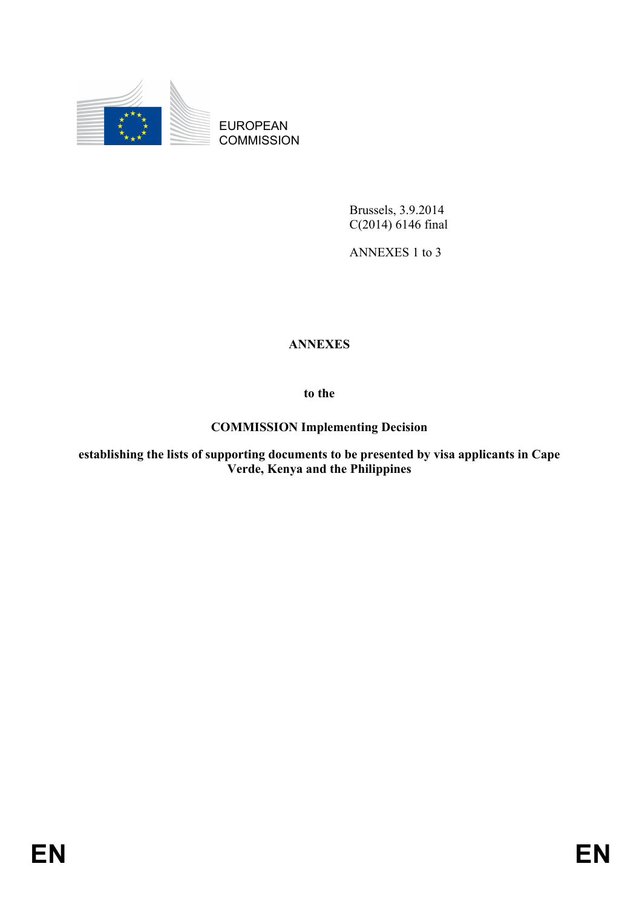EUROPEAN COMMISSION

Brussels, 3.9.2014
C(2014) 6146 final

ANNEXES 1 to 3

# ANNEXES

**to the**

**COMMISSION Implementing Decision**

**establishing the lists of supporting documents to be presented by visa applicants in Cape Verde, Kenya and the Philippines**

EN EN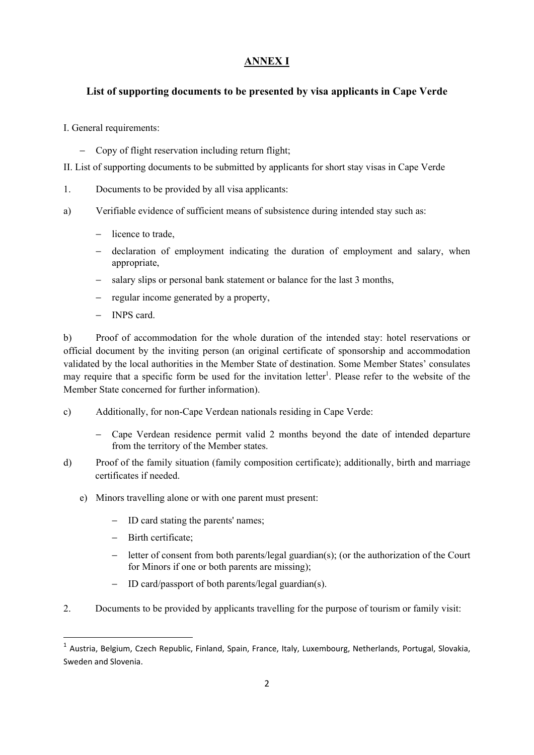## ANNEX I

### List of supporting documents to be presented by visa applicants in Cape Verde

I. General requirements:

- Copy of flight reservation including return flight;

II. List of supporting documents to be submitted by applicants for short stay visas in Cape Verde

1. Documents to be provided by all visa applicants:

a) Verifiable evidence of sufficient means of subsistence during intended stay such as:

- licence to trade,
- declaration of employment indicating the duration of employment and salary, when appropriate,
- salary slips or personal bank statement or balance for the last 3 months,
- regular income generated by a property,
- INPS card.

b) Proof of accommodation for the whole duration of the intended stay: hotel reservations or official document by the inviting person (an original certificate of sponsorship and accommodation validated by the local authorities in the Member State of destination. Some Member States' consulates may require that a specific form be used for the invitation letter[1]. Please refer to the website of the Member State concerned for further information).

c) Additionally, for non-Cape Verdean nationals residing in Cape Verde:

- Cape Verdean residence permit valid 2 months beyond the date of intended departure from the territory of the Member states.

d) Proof of the family situation (family composition certificate); additionally, birth and marriage certificates if needed.

e) Minors travelling alone or with one parent must present:

- ID card stating the parents' names;
- Birth certificate;
- letter of consent from both parents/legal guardian(s); (or the authorization of the Court for Minors if one or both parents are missing);
- ID card/passport of both parents/legal guardian(s).

2. Documents to be provided by applicants travelling for the purpose of tourism or family visit:

---

[1] Austria, Belgium, Czech Republic, Finland, Spain, France, Italy, Luxembourg, Netherlands, Portugal, Slovakia, Sweden and Slovenia.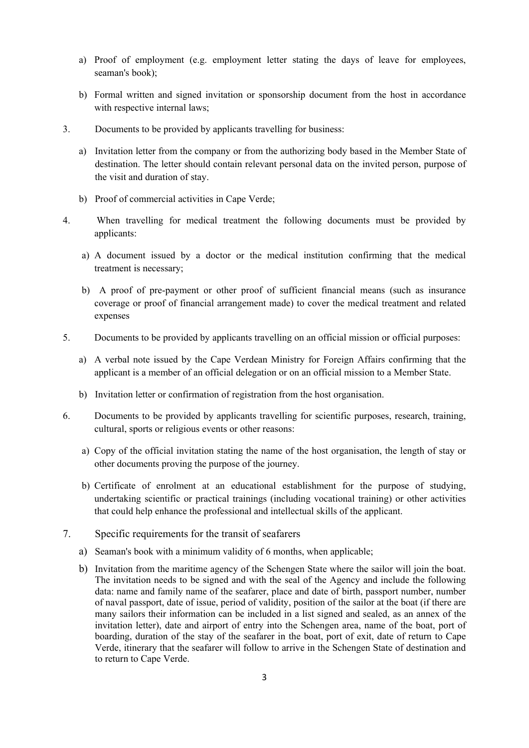a) Proof of employment (e.g. employment letter stating the days of leave for employees, seaman's book);

b) Formal written and signed invitation or sponsorship document from the host in accordance with respective internal laws;

3. Documents to be provided by applicants travelling for business:

   a) Invitation letter from the company or from the authorizing body based in the Member State of destination. The letter should contain relevant personal data on the invited person, purpose of the visit and duration of stay.

   b) Proof of commercial activities in Cape Verde;

4. When travelling for medical treatment the following documents must be provided by applicants:

   a) A document issued by a doctor or the medical institution confirming that the medical treatment is necessary;

   b) A proof of pre-payment or other proof of sufficient financial means (such as insurance coverage or proof of financial arrangement made) to cover the medical treatment and related expenses

5. Documents to be provided by applicants travelling on an official mission or official purposes:

   a) A verbal note issued by the Cape Verdean Ministry for Foreign Affairs confirming that the applicant is a member of an official delegation or on an official mission to a Member State.

   b) Invitation letter or confirmation of registration from the host organisation.

6. Documents to be provided by applicants travelling for scientific purposes, research, training, cultural, sports or religious events or other reasons:

   a) Copy of the official invitation stating the name of the host organisation, the length of stay or other documents proving the purpose of the journey.

   b) Certificate of enrolment at an educational establishment for the purpose of studying, undertaking scientific or practical trainings (including vocational training) or other activities that could help enhance the professional and intellectual skills of the applicant.

7. Specific requirements for the transit of seafarers

   a) Seaman's book with a minimum validity of 6 months, when applicable;

   b) Invitation from the maritime agency of the Schengen State where the sailor will join the boat. The invitation needs to be signed and with the seal of the Agency and include the following data: name and family name of the seafarer, place and date of birth, passport number, number of naval passport, date of issue, period of validity, position of the sailor at the boat (if there are many sailors their information can be included in a list signed and sealed, as an annex of the invitation letter), date and airport of entry into the Schengen area, name of the boat, port of boarding, duration of the stay of the seafarer in the boat, port of exit, date of return to Cape Verde, itinerary that the seafarer will follow to arrive in the Schengen State of destination and to return to Cape Verde.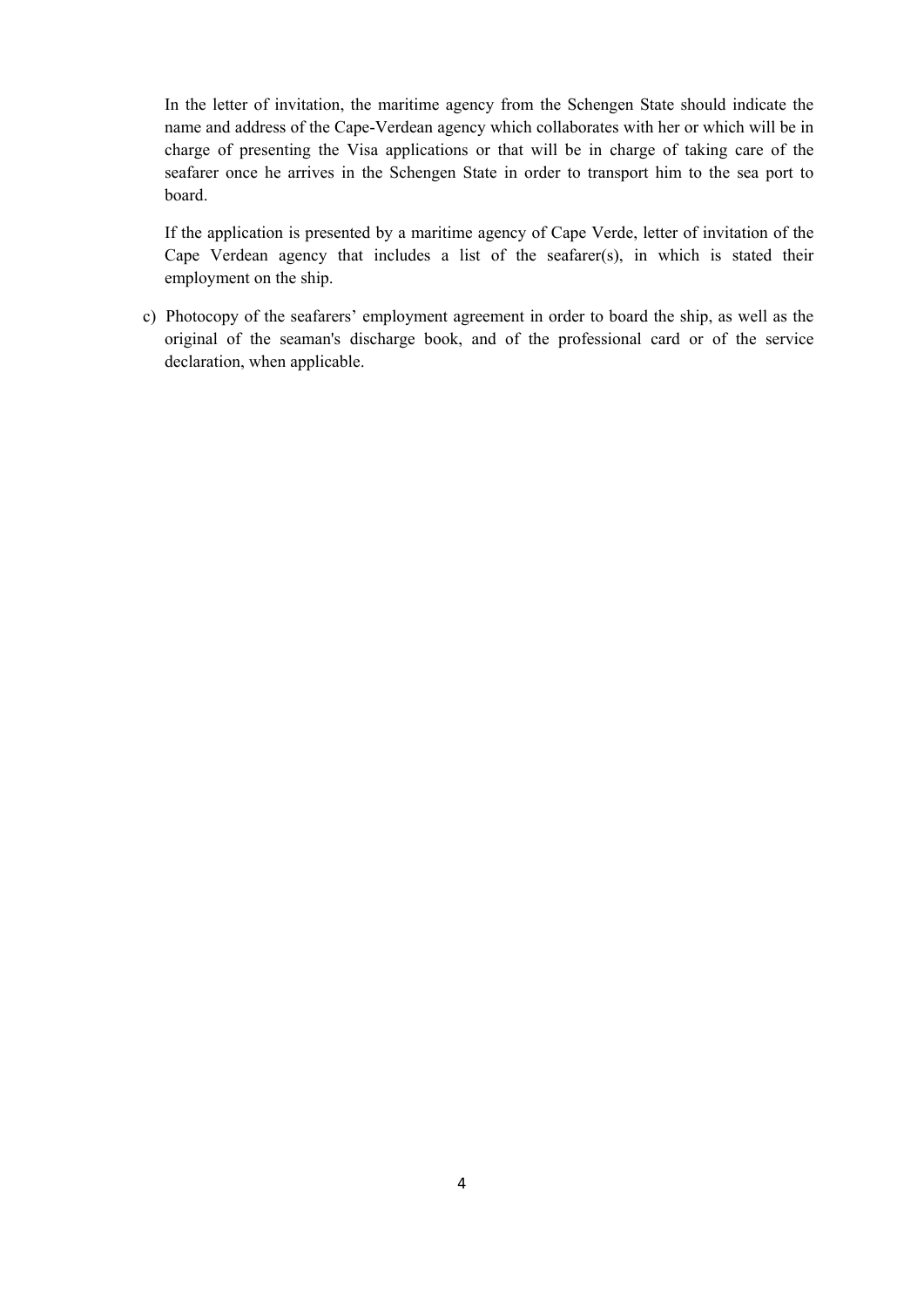In the letter of invitation, the maritime agency from the Schengen State should indicate the name and address of the Cape-Verdean agency which collaborates with her or which will be in charge of presenting the Visa applications or that will be in charge of taking care of the seafarer once he arrives in the Schengen State in order to transport him to the sea port to board.

If the application is presented by a maritime agency of Cape Verde, letter of invitation of the Cape Verdean agency that includes a list of the seafarer(s), in which is stated their employment on the ship.

c) Photocopy of the seafarers' employment agreement in order to board the ship, as well as the original of the seaman's discharge book, and of the professional card or of the service declaration, when applicable.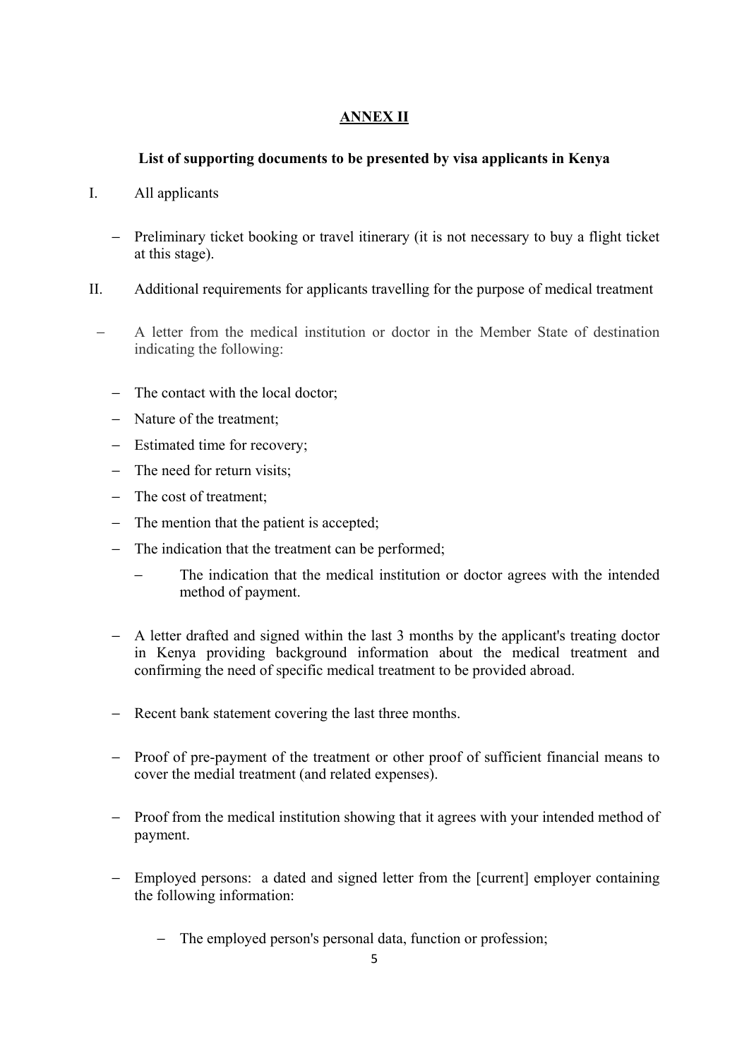## ANNEX II

### List of supporting documents to be presented by visa applicants in Kenya

I. All applicants

- Preliminary ticket booking or travel itinerary (it is not necessary to buy a flight ticket at this stage).

II. Additional requirements for applicants travelling for the purpose of medical treatment

- A letter from the medical institution or doctor in the Member State of destination indicating the following:
  - The contact with the local doctor;
  - Nature of the treatment;
  - Estimated time for recovery;
  - The need for return visits;
  - The cost of treatment;
  - The mention that the patient is accepted;
  - The indication that the treatment can be performed;
    - The indication that the medical institution or doctor agrees with the intended method of payment.
- A letter drafted and signed within the last 3 months by the applicant's treating doctor in Kenya providing background information about the medical treatment and confirming the need of specific medical treatment to be provided abroad.
- Recent bank statement covering the last three months.
- Proof of pre-payment of the treatment or other proof of sufficient financial means to cover the medial treatment (and related expenses).
- Proof from the medical institution showing that it agrees with your intended method of payment.
- Employed persons: a dated and signed letter from the [current] employer containing the following information:
  - The employed person's personal data, function or profession;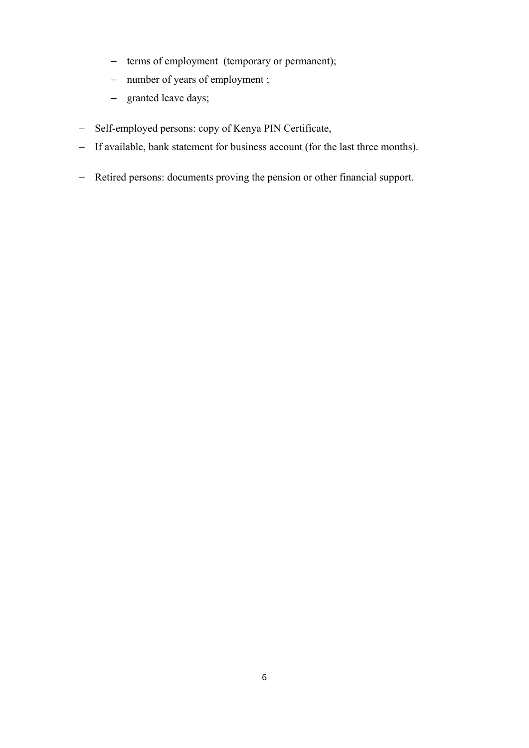- terms of employment (temporary or permanent);
  - number of years of employment ;
  - granted leave days;

- Self-employed persons: copy of Kenya PIN Certificate,
- If available, bank statement for business account (for the last three months).

- Retired persons: documents proving the pension or other financial support.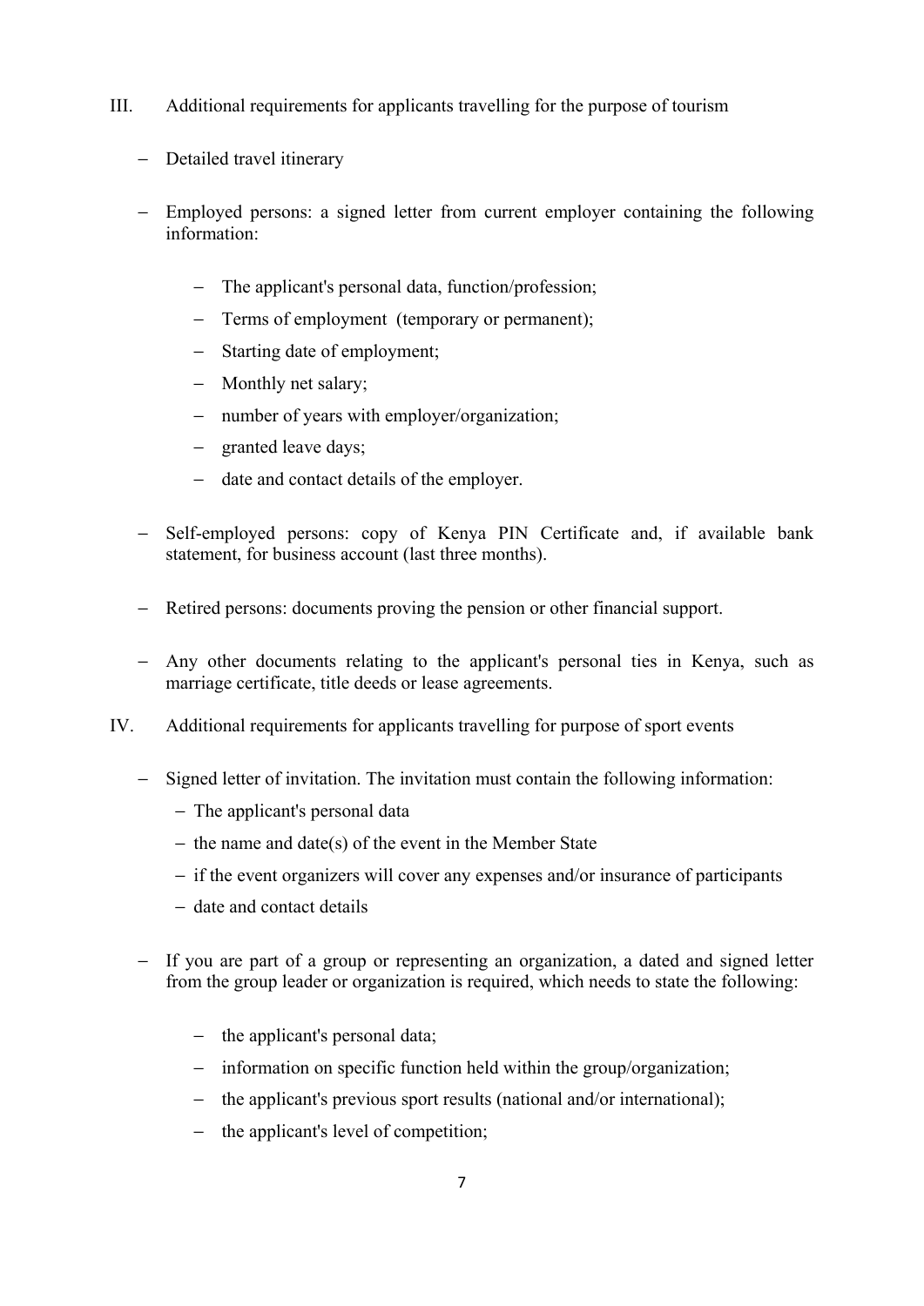III. Additional requirements for applicants travelling for the purpose of tourism

- Detailed travel itinerary
- Employed persons: a signed letter from current employer containing the following information:
  - The applicant's personal data, function/profession;
  - Terms of employment (temporary or permanent);
  - Starting date of employment;
  - Monthly net salary;
  - number of years with employer/organization;
  - granted leave days;
  - date and contact details of the employer.
- Self-employed persons: copy of Kenya PIN Certificate and, if available bank statement, for business account (last three months).
- Retired persons: documents proving the pension or other financial support.
- Any other documents relating to the applicant's personal ties in Kenya, such as marriage certificate, title deeds or lease agreements.

IV. Additional requirements for applicants travelling for purpose of sport events

- Signed letter of invitation. The invitation must contain the following information:
  - The applicant's personal data
  - the name and date(s) of the event in the Member State
  - if the event organizers will cover any expenses and/or insurance of participants
  - date and contact details
- If you are part of a group or representing an organization, a dated and signed letter from the group leader or organization is required, which needs to state the following:
  - the applicant's personal data;
  - information on specific function held within the group/organization;
  - the applicant's previous sport results (national and/or international);
  - the applicant's level of competition;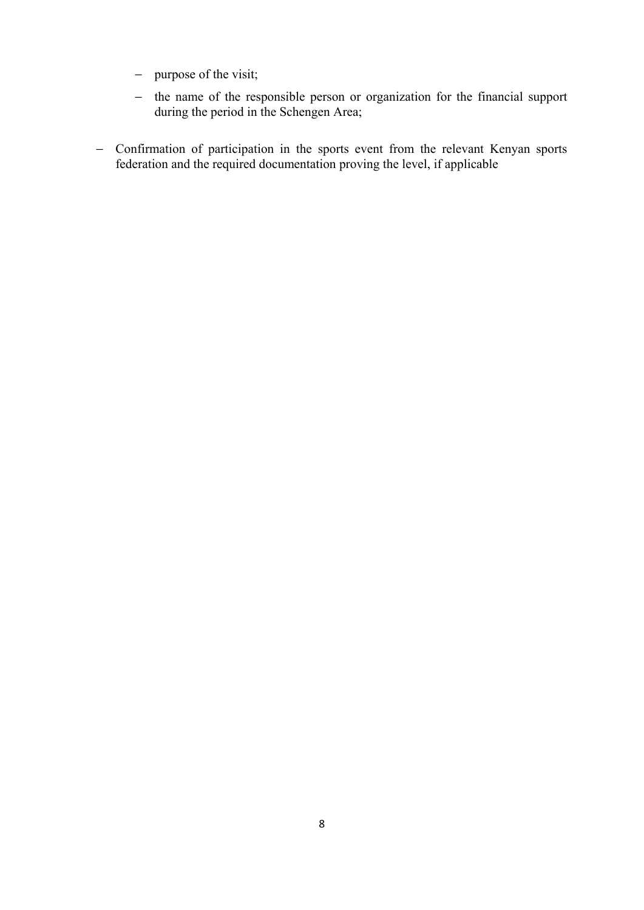- purpose of the visit;
  - the name of the responsible person or organization for the financial support during the period in the Schengen Area;

- Confirmation of participation in the sports event from the relevant Kenyan sports federation and the required documentation proving the level, if applicable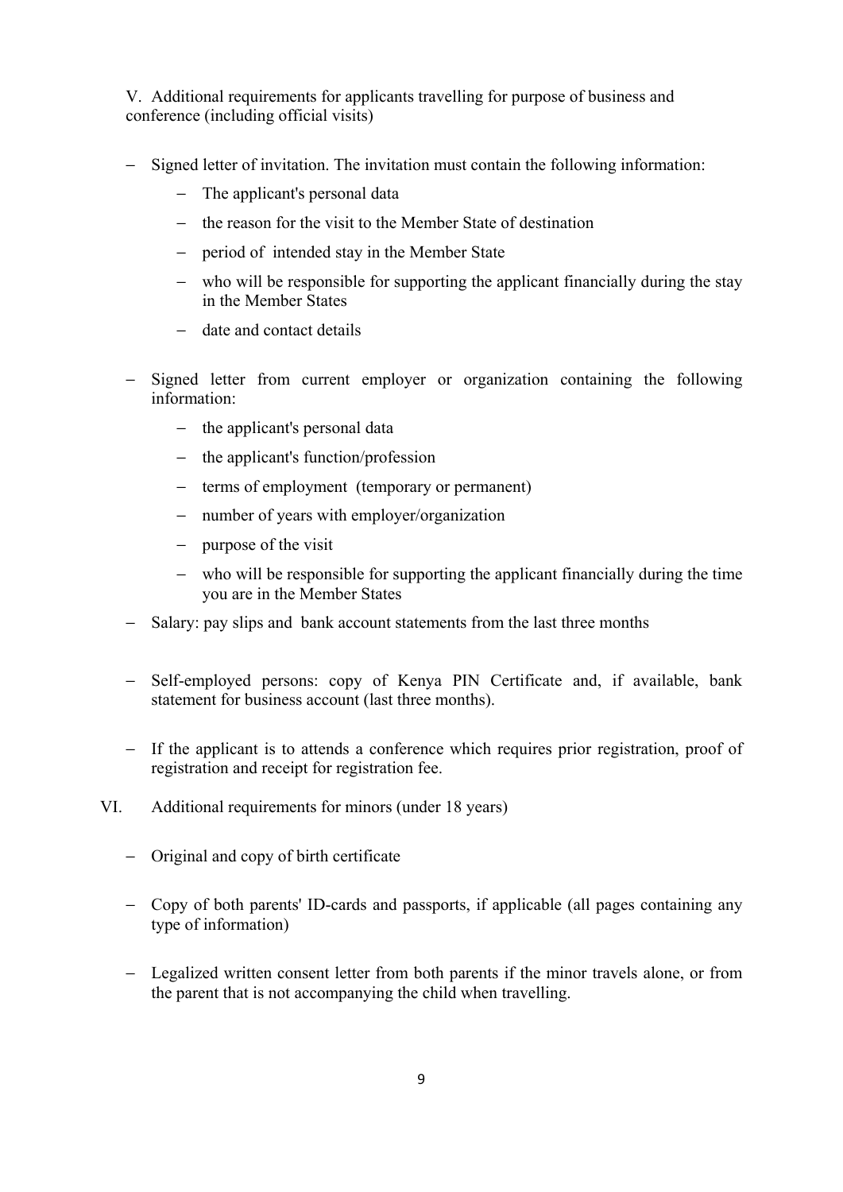V. Additional requirements for applicants travelling for purpose of business and conference (including official visits)

- Signed letter of invitation. The invitation must contain the following information:
  - The applicant's personal data
  - the reason for the visit to the Member State of destination
  - period of intended stay in the Member State
  - who will be responsible for supporting the applicant financially during the stay in the Member States
  - date and contact details
- Signed letter from current employer or organization containing the following information:
  - the applicant's personal data
  - the applicant's function/profession
  - terms of employment (temporary or permanent)
  - number of years with employer/organization
  - purpose of the visit
  - who will be responsible for supporting the applicant financially during the time you are in the Member States
- Salary: pay slips and bank account statements from the last three months
- Self-employed persons: copy of Kenya PIN Certificate and, if available, bank statement for business account (last three months).
- If the applicant is to attends a conference which requires prior registration, proof of registration and receipt for registration fee.

VI. Additional requirements for minors (under 18 years)

- Original and copy of birth certificate
- Copy of both parents' ID-cards and passports, if applicable (all pages containing any type of information)
- Legalized written consent letter from both parents if the minor travels alone, or from the parent that is not accompanying the child when travelling.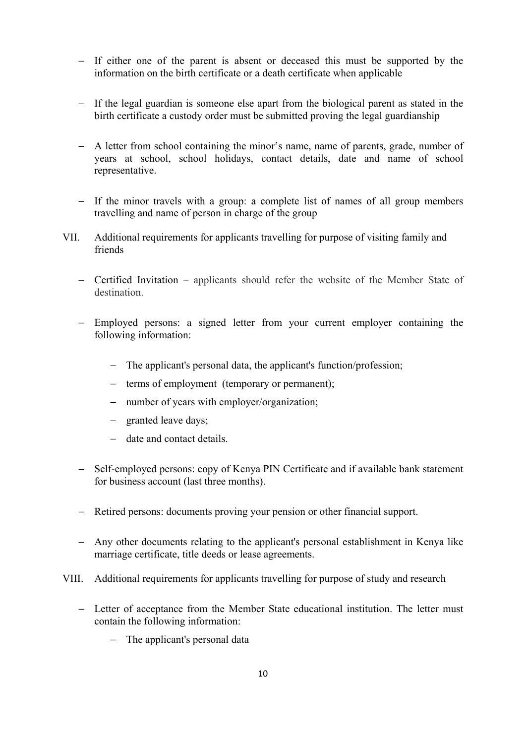- If either one of the parent is absent or deceased this must be supported by the information on the birth certificate or a death certificate when applicable

- If the legal guardian is someone else apart from the biological parent as stated in the birth certificate a custody order must be submitted proving the legal guardianship

- A letter from school containing the minor's name, name of parents, grade, number of years at school, school holidays, contact details, date and name of school representative.

- If the minor travels with a group: a complete list of names of all group members travelling and name of person in charge of the group

VII. Additional requirements for applicants travelling for purpose of visiting family and friends

- Certified Invitation – applicants should refer the website of the Member State of destination.

- Employed persons: a signed letter from your current employer containing the following information:

  - The applicant's personal data, the applicant's function/profession;
  - terms of employment (temporary or permanent);
  - number of years with employer/organization;
  - granted leave days;
  - date and contact details.

- Self-employed persons: copy of Kenya PIN Certificate and if available bank statement for business account (last three months).

- Retired persons: documents proving your pension or other financial support.

- Any other documents relating to the applicant's personal establishment in Kenya like marriage certificate, title deeds or lease agreements.

VIII. Additional requirements for applicants travelling for purpose of study and research

- Letter of acceptance from the Member State educational institution. The letter must contain the following information:

  - The applicant's personal data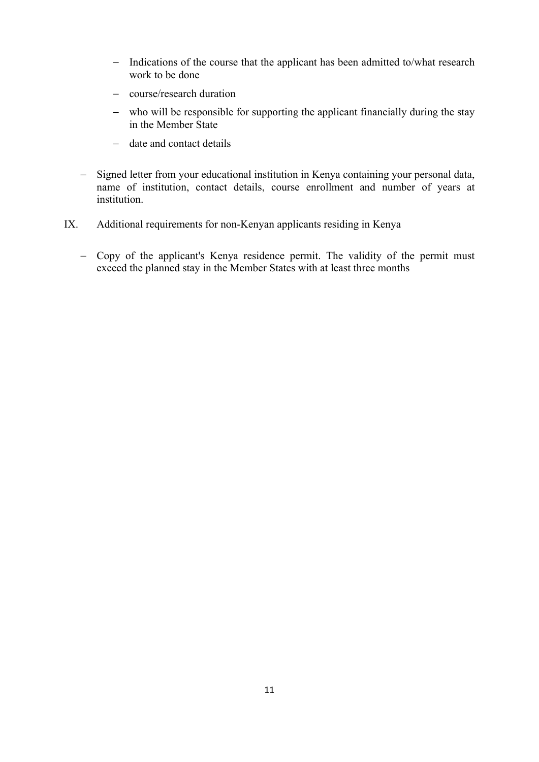- Indications of the course that the applicant has been admitted to/what research work to be done
  - course/research duration
  - who will be responsible for supporting the applicant financially during the stay in the Member State
  - date and contact details

- Signed letter from your educational institution in Kenya containing your personal data, name of institution, contact details, course enrollment and number of years at institution.

IX. Additional requirements for non-Kenyan applicants residing in Kenya

- Copy of the applicant's Kenya residence permit. The validity of the permit must exceed the planned stay in the Member States with at least three months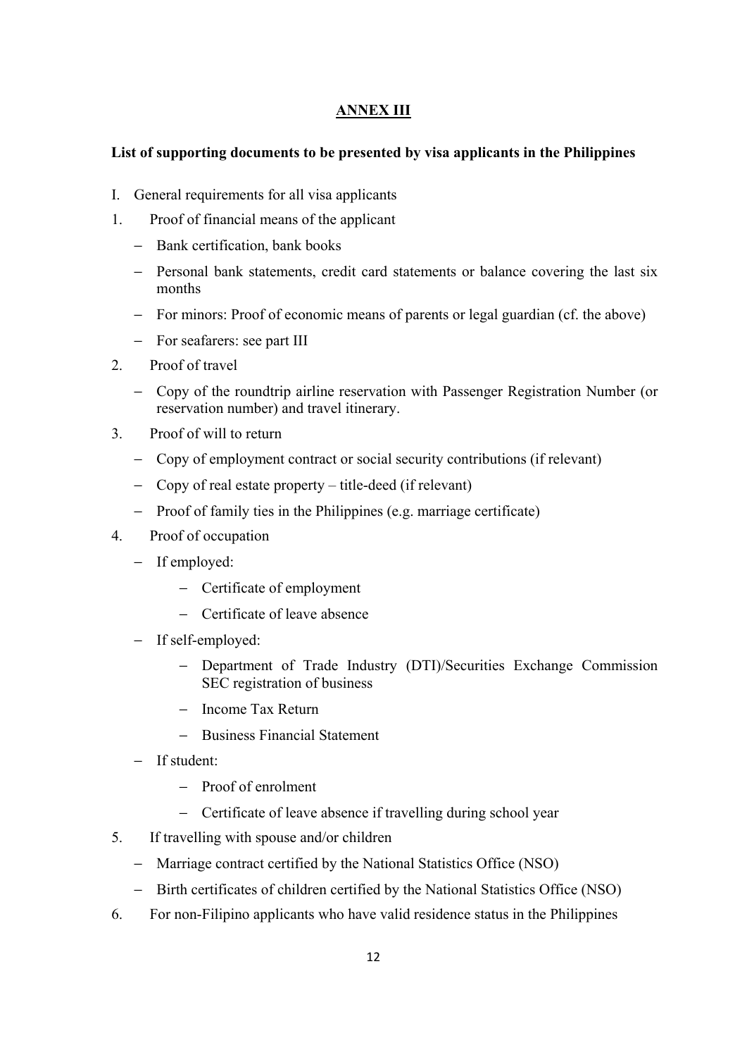## ANNEX III

**List of supporting documents to be presented by visa applicants in the Philippines**

I. General requirements for all visa applicants

1. Proof of financial means of the applicant
   - Bank certification, bank books
   - Personal bank statements, credit card statements or balance covering the last six months
   - For minors: Proof of economic means of parents or legal guardian (cf. the above)
   - For seafarers: see part III
2. Proof of travel
   - Copy of the roundtrip airline reservation with Passenger Registration Number (or reservation number) and travel itinerary.
3. Proof of will to return
   - Copy of employment contract or social security contributions (if relevant)
   - Copy of real estate property – title-deed (if relevant)
   - Proof of family ties in the Philippines (e.g. marriage certificate)
4. Proof of occupation
   - If employed:
     - Certificate of employment
     - Certificate of leave absence
   - If self-employed:
     - Department of Trade Industry (DTI)/Securities Exchange Commission SEC registration of business
     - Income Tax Return
     - Business Financial Statement
   - If student:
     - Proof of enrolment
     - Certificate of leave absence if travelling during school year
5. If travelling with spouse and/or children
   - Marriage contract certified by the National Statistics Office (NSO)
   - Birth certificates of children certified by the National Statistics Office (NSO)
6. For non-Filipino applicants who have valid residence status in the Philippines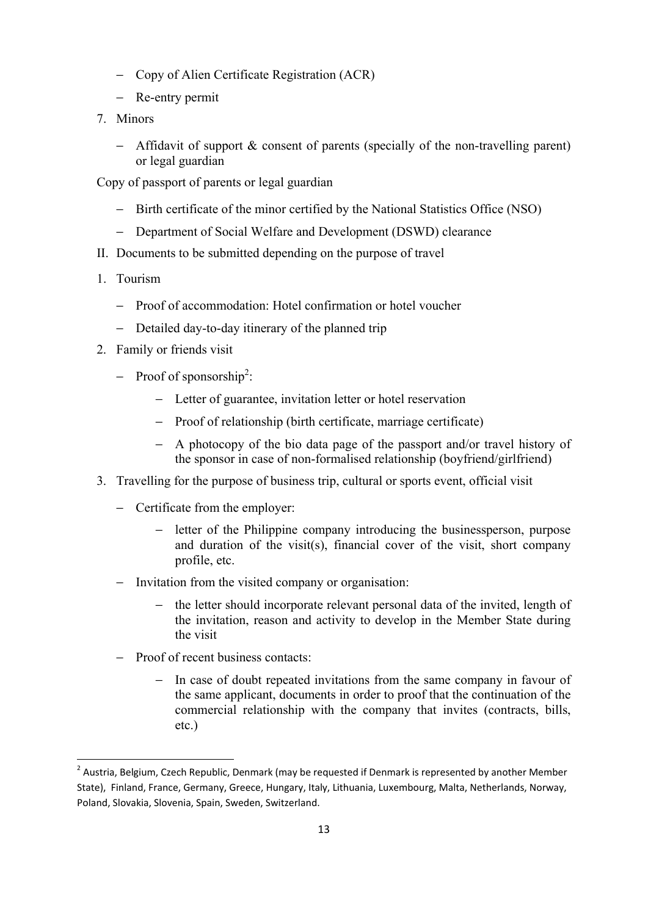- Copy of Alien Certificate Registration (ACR)
- Re-entry permit

7. Minors
   - Affidavit of support & consent of parents (specially of the non-travelling parent) or legal guardian

Copy of passport of parents or legal guardian

- Birth certificate of the minor certified by the National Statistics Office (NSO)
- Department of Social Welfare and Development (DSWD) clearance

II. Documents to be submitted depending on the purpose of travel

1. Tourism
   - Proof of accommodation: Hotel confirmation or hotel voucher
   - Detailed day-to-day itinerary of the planned trip
2. Family or friends visit
   - Proof of sponsorship[2]:
     - Letter of guarantee, invitation letter or hotel reservation
     - Proof of relationship (birth certificate, marriage certificate)
     - A photocopy of the bio data page of the passport and/or travel history of the sponsor in case of non-formalised relationship (boyfriend/girlfriend)
3. Travelling for the purpose of business trip, cultural or sports event, official visit
   - Certificate from the employer:
     - letter of the Philippine company introducing the businessperson, purpose and duration of the visit(s), financial cover of the visit, short company profile, etc.
   - Invitation from the visited company or organisation:
     - the letter should incorporate relevant personal data of the invited, length of the invitation, reason and activity to develop in the Member State during the visit
   - Proof of recent business contacts:
     - In case of doubt repeated invitations from the same company in favour of the same applicant, documents in order to proof that the continuation of the commercial relationship with the company that invites (contracts, bills, etc.)

---

[2] Austria, Belgium, Czech Republic, Denmark (may be requested if Denmark is represented by another Member State), Finland, France, Germany, Greece, Hungary, Italy, Lithuania, Luxembourg, Malta, Netherlands, Norway, Poland, Slovakia, Slovenia, Spain, Sweden, Switzerland.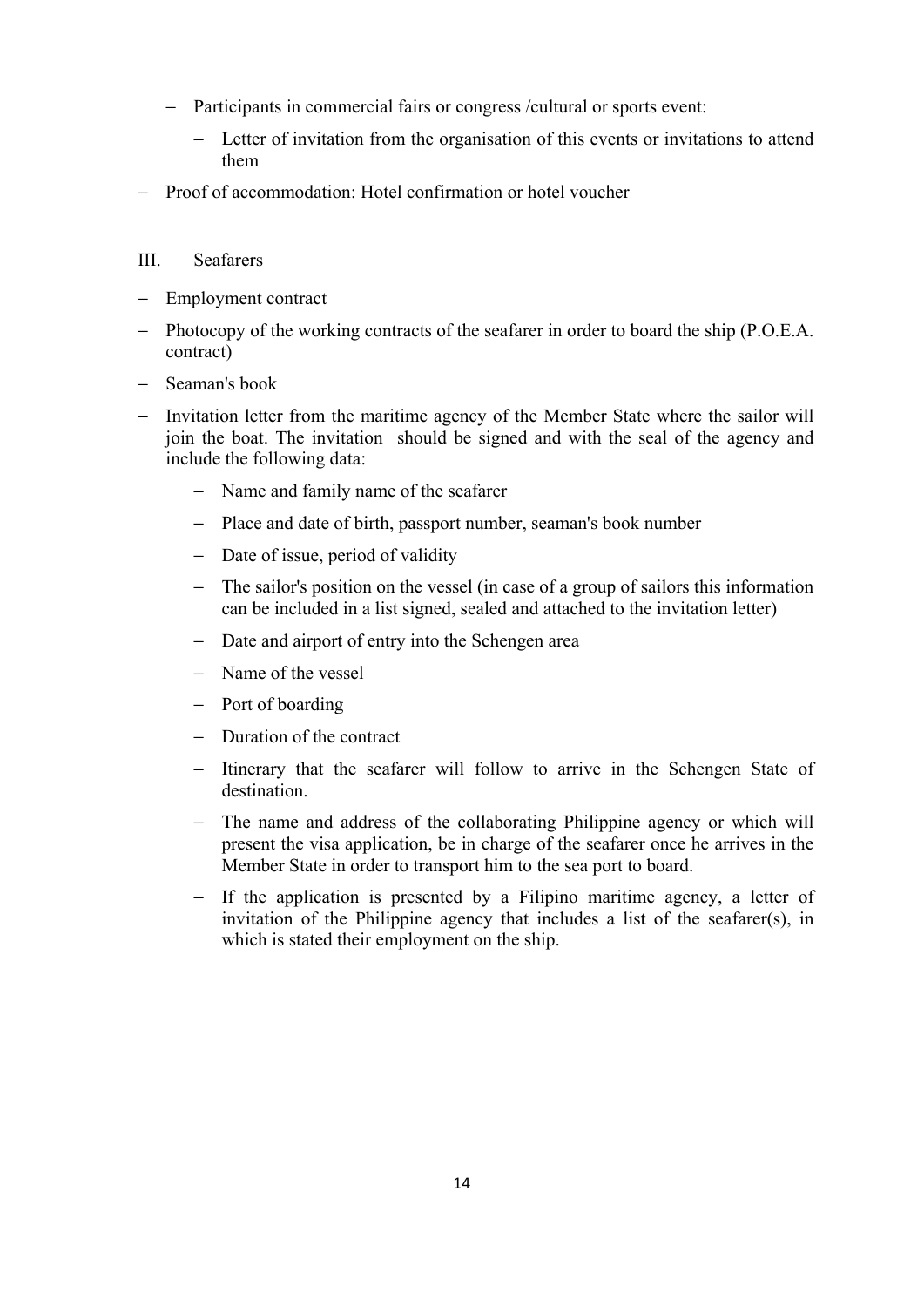- Participants in commercial fairs or congress /cultural or sports event:
  - Letter of invitation from the organisation of this events or invitations to attend them
- Proof of accommodation: Hotel confirmation or hotel voucher

III. Seafarers

- Employment contract
- Photocopy of the working contracts of the seafarer in order to board the ship (P.O.E.A. contract)
- Seaman's book
- Invitation letter from the maritime agency of the Member State where the sailor will join the boat. The invitation should be signed and with the seal of the agency and include the following data:
  - Name and family name of the seafarer
  - Place and date of birth, passport number, seaman's book number
  - Date of issue, period of validity
  - The sailor's position on the vessel (in case of a group of sailors this information can be included in a list signed, sealed and attached to the invitation letter)
  - Date and airport of entry into the Schengen area
  - Name of the vessel
  - Port of boarding
  - Duration of the contract
  - Itinerary that the seafarer will follow to arrive in the Schengen State of destination.
  - The name and address of the collaborating Philippine agency or which will present the visa application, be in charge of the seafarer once he arrives in the Member State in order to transport him to the sea port to board.
  - If the application is presented by a Filipino maritime agency, a letter of invitation of the Philippine agency that includes a list of the seafarer(s), in which is stated their employment on the ship.